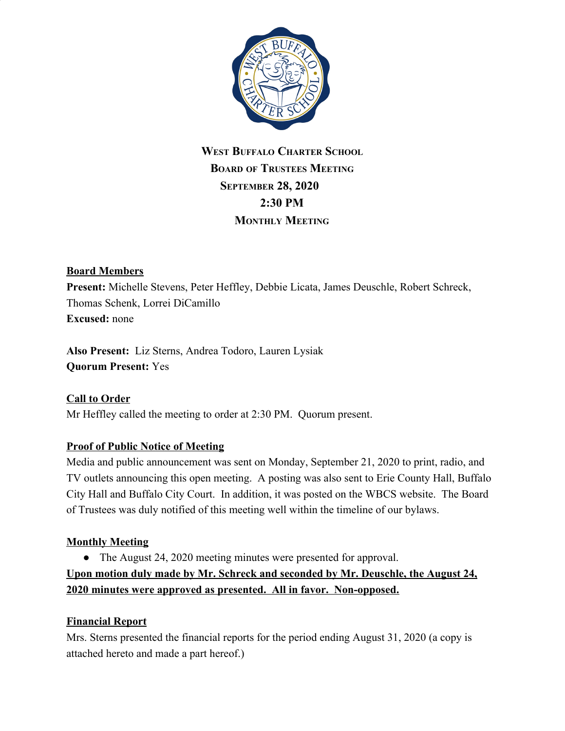# West Buffalo Charter School
## Board of Trustees Meeting
### September 28, 2020
### 2:30 PM
### Monthly Meeting

**Board Members**

**Present:** Michelle Stevens, Peter Heffley, Debbie Licata, James Deuschle, Robert Schreck, Thomas Schenk, Lorrei DiCamillo

**Excused:** none

**Also Present:** Liz Sterns, Andrea Todoro, Lauren Lysiak

**Quorum Present:** Yes

**Call to Order**

Mr Heffley called the meeting to order at 2:30 PM. Quorum present.

**Proof of Public Notice of Meeting**

Media and public announcement was sent on Monday, September 21, 2020 to print, radio, and TV outlets announcing this open meeting. A posting was also sent to Erie County Hall, Buffalo City Hall and Buffalo City Court. In addition, it was posted on the WBCS website. The Board of Trustees was duly notified of this meeting well within the timeline of our bylaws.

**Monthly Meeting**

- The August 24, 2020 meeting minutes were presented for approval.

**Upon motion duly made by Mr. Schreck and seconded by Mr. Deuschle, the August 24, 2020 minutes were approved as presented. All in favor. Non-opposed.**

**Financial Report**

Mrs. Sterns presented the financial reports for the period ending August 31, 2020 (a copy is attached hereto and made a part hereof.)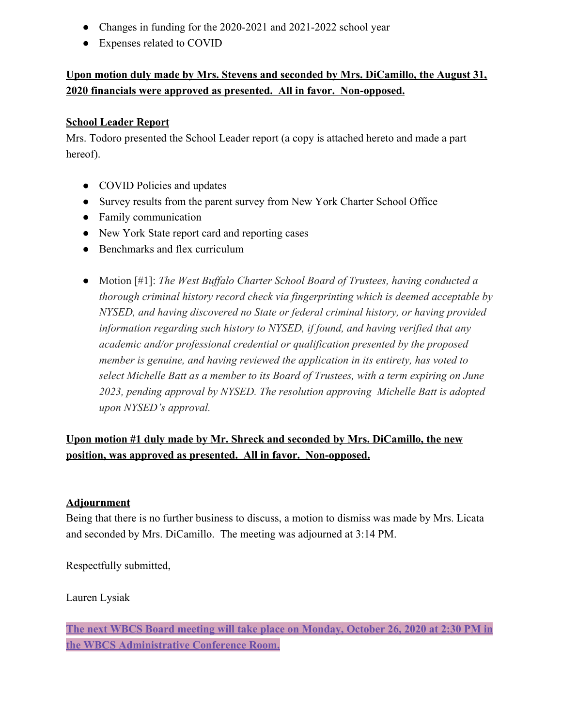- Changes in funding for the 2020-2021 and 2021-2022 school year
- Expenses related to COVID

**Upon motion duly made by Mrs. Stevens and seconded by Mrs. DiCamillo, the August 31, 2020 financials were approved as presented. All in favor. Non-opposed.**

**School Leader Report**

Mrs. Todoro presented the School Leader report (a copy is attached hereto and made a part hereof).

- COVID Policies and updates
- Survey results from the parent survey from New York Charter School Office
- Family communication
- New York State report card and reporting cases
- Benchmarks and flex curriculum

- Motion [#1]: *The West Buffalo Charter School Board of Trustees, having conducted a thorough criminal history record check via fingerprinting which is deemed acceptable by NYSED, and having discovered no State or federal criminal history, or having provided information regarding such history to NYSED, if found, and having verified that any academic and/or professional credential or qualification presented by the proposed member is genuine, and having reviewed the application in its entirety, has voted to select Michelle Batt as a member to its Board of Trustees, with a term expiring on June 2023, pending approval by NYSED. The resolution approving Michelle Batt is adopted upon NYSED's approval.*

**Upon motion #1 duly made by Mr. Shreck and seconded by Mrs. DiCamillo, the new position, was approved as presented. All in favor. Non-opposed.**

**Adjournment**

Being that there is no further business to discuss, a motion to dismiss was made by Mrs. Licata and seconded by Mrs. DiCamillo. The meeting was adjourned at 3:14 PM.

Respectfully submitted,

Lauren Lysiak

**The next WBCS Board meeting will take place on Monday, October 26, 2020 at 2:30 PM in the WBCS Administrative Conference Room.**